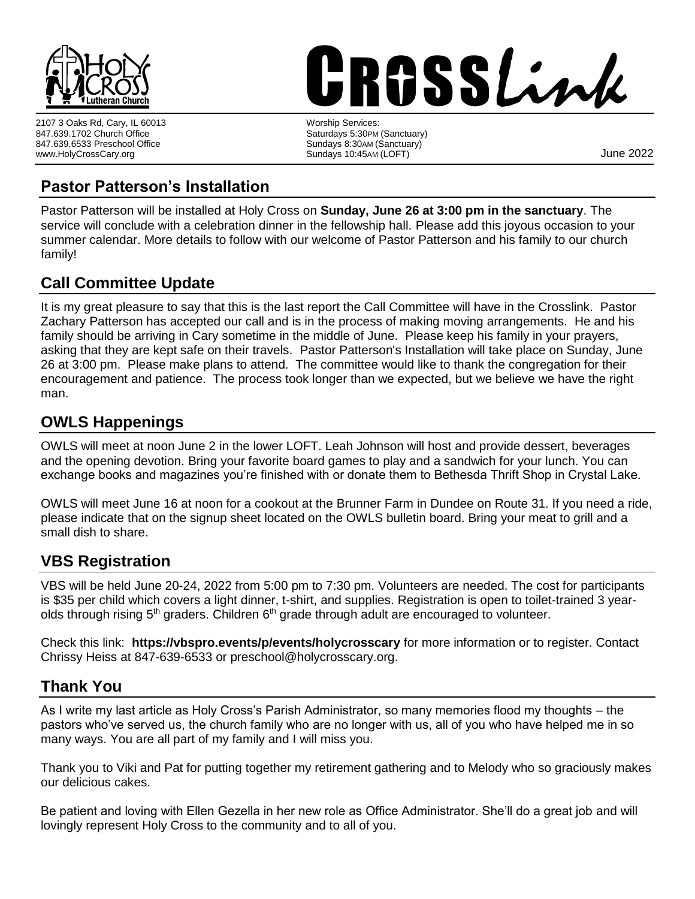# CrossLink

2107 3 Oaks Rd, Cary, IL 60013
847.639.1702 Church Office
847.639.6533 Preschool Office
www.HolyCrossCary.org

Worship Services:
Saturdays 5:30PM (Sanctuary)
Sundays 8:30AM (Sanctuary)
Sundays 10:45AM (LOFT)

June 2022

## Pastor Patterson's Installation

Pastor Patterson will be installed at Holy Cross on **Sunday, June 26 at 3:00 pm in the sanctuary**. The service will conclude with a celebration dinner in the fellowship hall. Please add this joyous occasion to your summer calendar. More details to follow with our welcome of Pastor Patterson and his family to our church family!

## Call Committee Update

It is my great pleasure to say that this is the last report the Call Committee will have in the Crosslink. Pastor Zachary Patterson has accepted our call and is in the process of making moving arrangements. He and his family should be arriving in Cary sometime in the middle of June. Please keep his family in your prayers, asking that they are kept safe on their travels. Pastor Patterson's Installation will take place on Sunday, June 26 at 3:00 pm. Please make plans to attend. The committee would like to thank the congregation for their encouragement and patience. The process took longer than we expected, but we believe we have the right man.

## OWLS Happenings

OWLS will meet at noon June 2 in the lower LOFT. Leah Johnson will host and provide dessert, beverages and the opening devotion. Bring your favorite board games to play and a sandwich for your lunch. You can exchange books and magazines you're finished with or donate them to Bethesda Thrift Shop in Crystal Lake.

OWLS will meet June 16 at noon for a cookout at the Brunner Farm in Dundee on Route 31. If you need a ride, please indicate that on the signup sheet located on the OWLS bulletin board. Bring your meat to grill and a small dish to share.

## VBS Registration

VBS will be held June 20-24, 2022 from 5:00 pm to 7:30 pm. Volunteers are needed. The cost for participants is $35 per child which covers a light dinner, t-shirt, and supplies. Registration is open to toilet-trained 3 year-olds through rising 5th graders. Children 6th grade through adult are encouraged to volunteer.

Check this link: **https://vbspro.events/p/events/holycrosscary** for more information or to register. Contact Chrissy Heiss at 847-639-6533 or preschool@holycrosscary.org.

## Thank You

As I write my last article as Holy Cross's Parish Administrator, so many memories flood my thoughts – the pastors who've served us, the church family who are no longer with us, all of you who have helped me in so many ways. You are all part of my family and I will miss you.

Thank you to Viki and Pat for putting together my retirement gathering and to Melody who so graciously makes our delicious cakes.

Be patient and loving with Ellen Gezella in her new role as Office Administrator. She'll do a great job and will lovingly represent Holy Cross to the community and to all of you.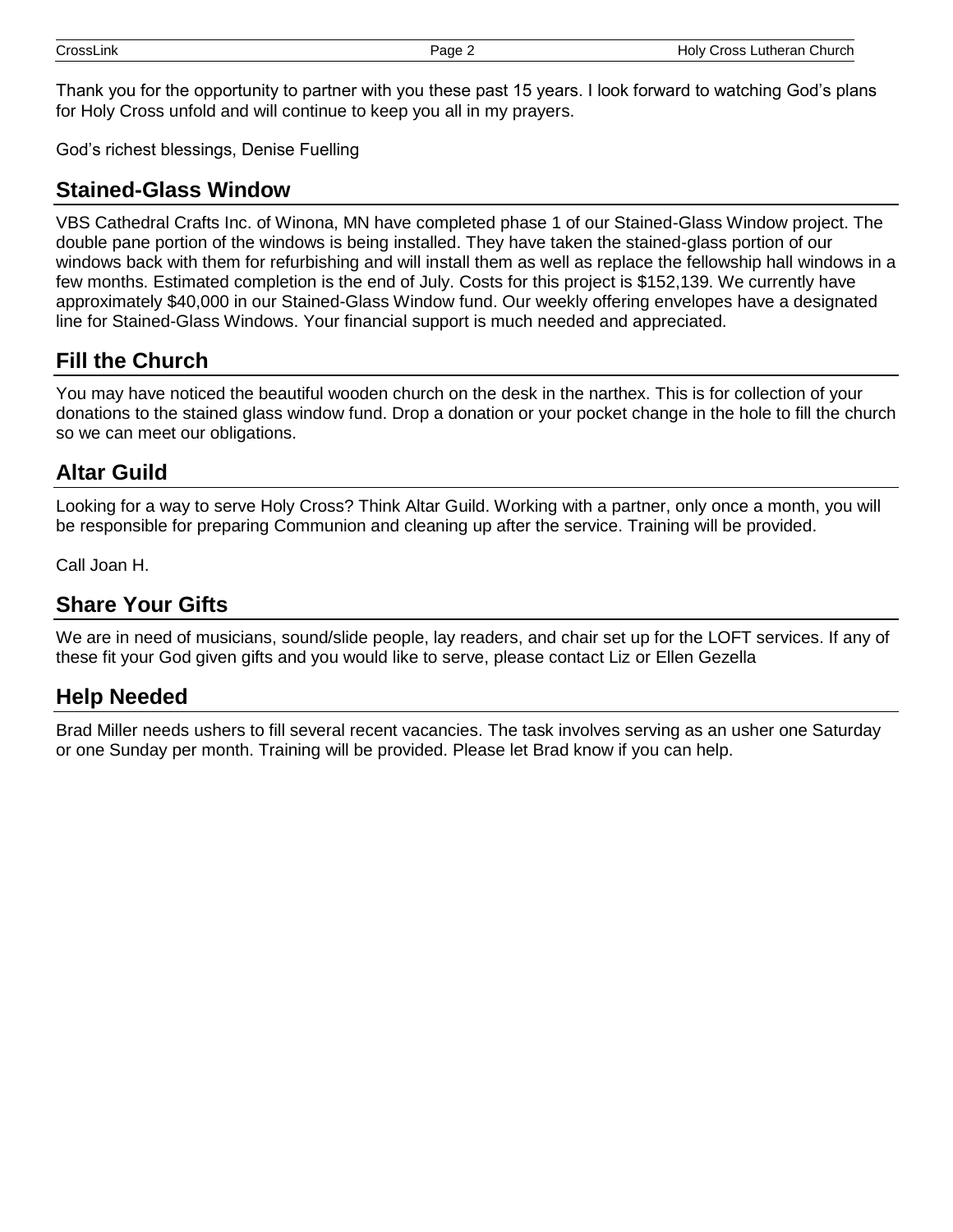Thank you for the opportunity to partner with you these past 15 years. I look forward to watching God's plans for Holy Cross unfold and will continue to keep you all in my prayers.

God's richest blessings, Denise Fuelling

## Stained-Glass Window

VBS Cathedral Crafts Inc. of Winona, MN have completed phase 1 of our Stained-Glass Window project. The double pane portion of the windows is being installed. They have taken the stained-glass portion of our windows back with them for refurbishing and will install them as well as replace the fellowship hall windows in a few months. Estimated completion is the end of July. Costs for this project is $152,139. We currently have approximately $40,000 in our Stained-Glass Window fund. Our weekly offering envelopes have a designated line for Stained-Glass Windows. Your financial support is much needed and appreciated.

## Fill the Church

You may have noticed the beautiful wooden church on the desk in the narthex. This is for collection of your donations to the stained glass window fund. Drop a donation or your pocket change in the hole to fill the church so we can meet our obligations.

## Altar Guild

Looking for a way to serve Holy Cross? Think Altar Guild. Working with a partner, only once a month, you will be responsible for preparing Communion and cleaning up after the service. Training will be provided.

Call Joan H.

## Share Your Gifts

We are in need of musicians, sound/slide people, lay readers, and chair set up for the LOFT services. If any of these fit your God given gifts and you would like to serve, please contact Liz or Ellen Gezella

## Help Needed

Brad Miller needs ushers to fill several recent vacancies. The task involves serving as an usher one Saturday or one Sunday per month. Training will be provided. Please let Brad know if you can help.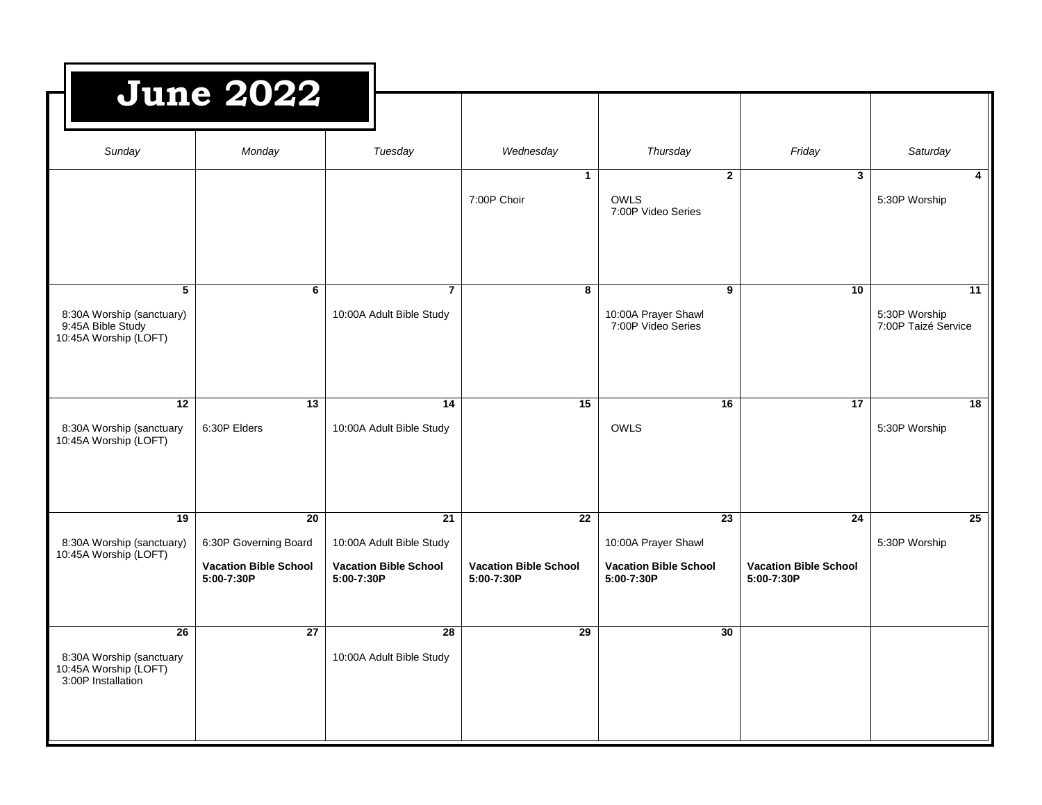# June 2022

| Sunday | Monday | Tuesday | Wednesday | Thursday | Friday | Saturday |
|---|---|---|---|---|---|---|
| | | | 1<br>7:00P Choir | 2<br>OWLS<br>7:00P Video Series | 3 | 4<br>5:30P Worship |
| 5<br>8:30A Worship (sanctuary)<br>9:45A Bible Study<br>10:45A Worship (LOFT) | 6 | 7<br>10:00A Adult Bible Study | 8 | 9<br>10:00A Prayer Shawl<br>7:00P Video Series | 10 | 11<br>5:30P Worship<br>7:00P Taizé Service |
| 12<br>8:30A Worship (sanctuary<br>10:45A Worship (LOFT) | 13<br>6:30P Elders | 14<br>10:00A Adult Bible Study | 15 | 16<br>OWLS | 17 | 18<br>5:30P Worship |
| 19<br>8:30A Worship (sanctuary)<br>10:45A Worship (LOFT) | 20<br>6:30P Governing Board<br>**Vacation Bible School 5:00-7:30P** | 21<br>10:00A Adult Bible Study<br>**Vacation Bible School 5:00-7:30P** | 22<br>**Vacation Bible School 5:00-7:30P** | 23<br>10:00A Prayer Shawl<br>**Vacation Bible School 5:00-7:30P** | 24<br>**Vacation Bible School 5:00-7:30P** | 25<br>5:30P Worship |
| 26<br>8:30A Worship (sanctuary<br>10:45A Worship (LOFT)<br>3:00P Installation | 27 | 28<br>10:00A Adult Bible Study | 29 | 30 | | |